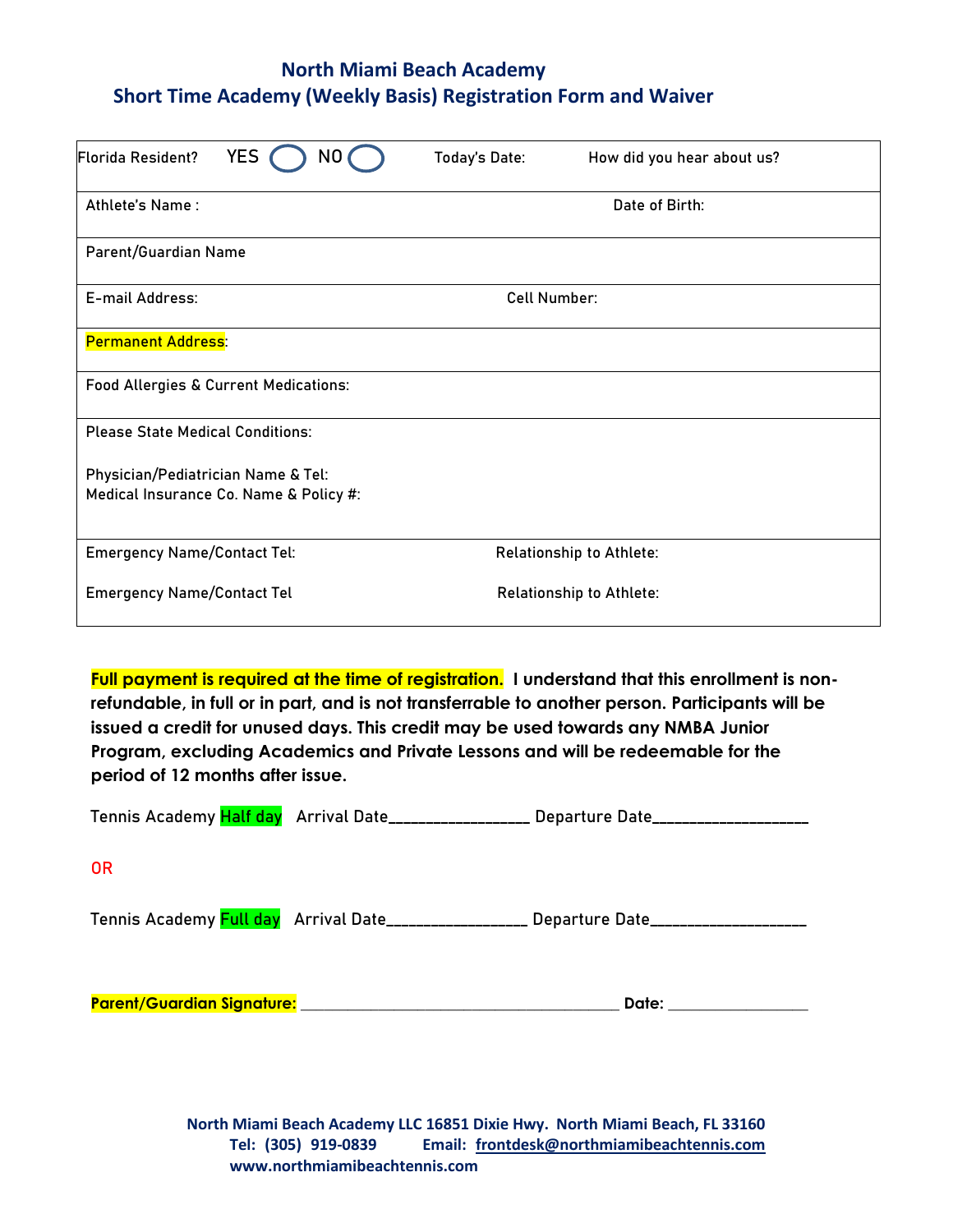# North Miami Beach Academy
## Short Time Academy (Weekly Basis) Registration Form and Waiver

| | | |
|---|---|---|
| Florida Resident? YES ◯ NO ◯ | Today's Date: | How did you hear about us? |
| Athlete's Name : | | Date of Birth: |
| Parent/Guardian Name | | |
| E-mail Address: | Cell Number: | |
| Permanent Address: | | |
| Food Allergies & Current Medications: | | |
| Please State Medical Conditions:<br><br>Physician/Pediatrician Name & Tel:<br>Medical Insurance Co. Name & Policy #: | | |
| Emergency Name/Contact Tel:<br><br>Emergency Name/Contact Tel | Relationship to Athlete:<br><br>Relationship to Athlete: | |

**Full payment is required at the time of registration. I understand that this enrollment is non-refundable, in full or in part, and is not transferrable to another person. Participants will be issued a credit for unused days. This credit may be used towards any NMBA Junior Program, excluding Academics and Private Lessons and will be redeemable for the period of 12 months after issue.**

Tennis Academy Half day Arrival Date_________________ Departure Date___________________

OR

Tennis Academy Full day Arrival Date_________________ Departure Date___________________

**Parent/Guardian Signature:** ________________________________________ **Date:** _________________

**North Miami Beach Academy LLC 16851 Dixie Hwy. North Miami Beach, FL 33160**
**Tel: (305) 919-0839 Email: frontdesk@northmiamibeachtennis.com**
**www.northmiamibeachtennis.com**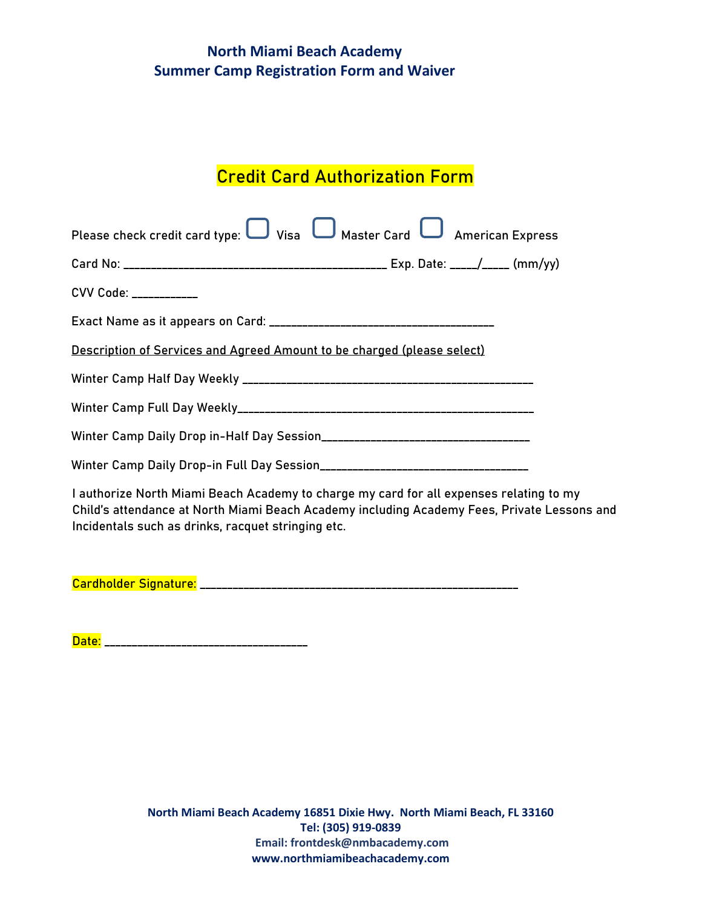# North Miami Beach Academy
## Summer Camp Registration Form and Waiver

## Credit Card Authorization Form

Please check credit card type: ☐ Visa ☐ Master Card ☐ American Express

Card No: ____________________________________________ Exp. Date: _____/_____ (mm/yy)

CVV Code: ___________

Exact Name as it appears on Card: _____________________________________

<u>Description of Services and Agreed Amount to be charged (please select)</u>

Winter Camp Half Day Weekly __________________________________________________

Winter Camp Full Day Weekly__________________________________________________

Winter Camp Daily Drop in-Half Day Session___________________________________

Winter Camp Daily Drop-in Full Day Session___________________________________

I authorize North Miami Beach Academy to charge my card for all expenses relating to my Child's attendance at North Miami Beach Academy including Academy Fees, Private Lessons and Incidentals such as drinks, racquet stringing etc.

**Cardholder Signature:** ______________________________________________________

**Date:** ___________________________________

North Miami Beach Academy 16851 Dixie Hwy. North Miami Beach, FL 33160
Tel: (305) 919-0839
Email: frontdesk@nmbacademy.com
www.northmiamibeachacademy.com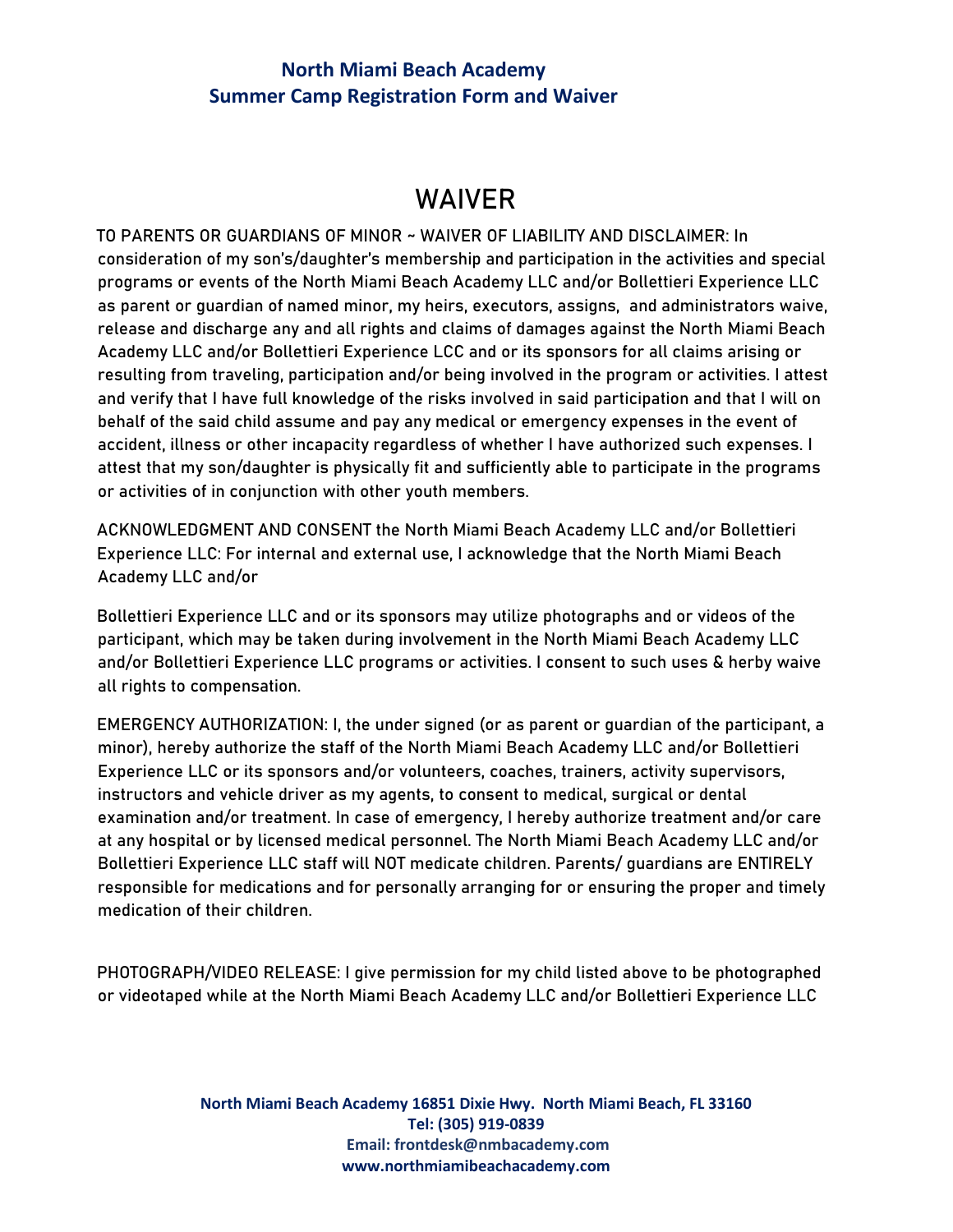## North Miami Beach Academy
## Summer Camp Registration Form and Waiver

# WAIVER

TO PARENTS OR GUARDIANS OF MINOR ~ WAIVER OF LIABILITY AND DISCLAIMER: In consideration of my son's/daughter's membership and participation in the activities and special programs or events of the North Miami Beach Academy LLC and/or Bollettieri Experience LLC as parent or guardian of named minor, my heirs, executors, assigns, and administrators waive, release and discharge any and all rights and claims of damages against the North Miami Beach Academy LLC and/or Bollettieri Experience LCC and or its sponsors for all claims arising or resulting from traveling, participation and/or being involved in the program or activities. I attest and verify that I have full knowledge of the risks involved in said participation and that I will on behalf of the said child assume and pay any medical or emergency expenses in the event of accident, illness or other incapacity regardless of whether I have authorized such expenses. I attest that my son/daughter is physically fit and sufficiently able to participate in the programs or activities of in conjunction with other youth members.

ACKNOWLEDGMENT AND CONSENT the North Miami Beach Academy LLC and/or Bollettieri Experience LLC: For internal and external use, I acknowledge that the North Miami Beach Academy LLC and/or

Bollettieri Experience LLC and or its sponsors may utilize photographs and or videos of the participant, which may be taken during involvement in the North Miami Beach Academy LLC and/or Bollettieri Experience LLC programs or activities. I consent to such uses & herby waive all rights to compensation.

EMERGENCY AUTHORIZATION: I, the under signed (or as parent or guardian of the participant, a minor), hereby authorize the staff of the North Miami Beach Academy LLC and/or Bollettieri Experience LLC or its sponsors and/or volunteers, coaches, trainers, activity supervisors, instructors and vehicle driver as my agents, to consent to medical, surgical or dental examination and/or treatment. In case of emergency, I hereby authorize treatment and/or care at any hospital or by licensed medical personnel. The North Miami Beach Academy LLC and/or Bollettieri Experience LLC staff will NOT medicate children. Parents/ guardians are ENTIRELY responsible for medications and for personally arranging for or ensuring the proper and timely medication of their children.

PHOTOGRAPH/VIDEO RELEASE: I give permission for my child listed above to be photographed or videotaped while at the North Miami Beach Academy LLC and/or Bollettieri Experience LLC

**North Miami Beach Academy 16851 Dixie Hwy. North Miami Beach, FL 33160**
**Tel: (305) 919-0839**
**Email: frontdesk@nmbacademy.com**
**www.northmiamibeachacademy.com**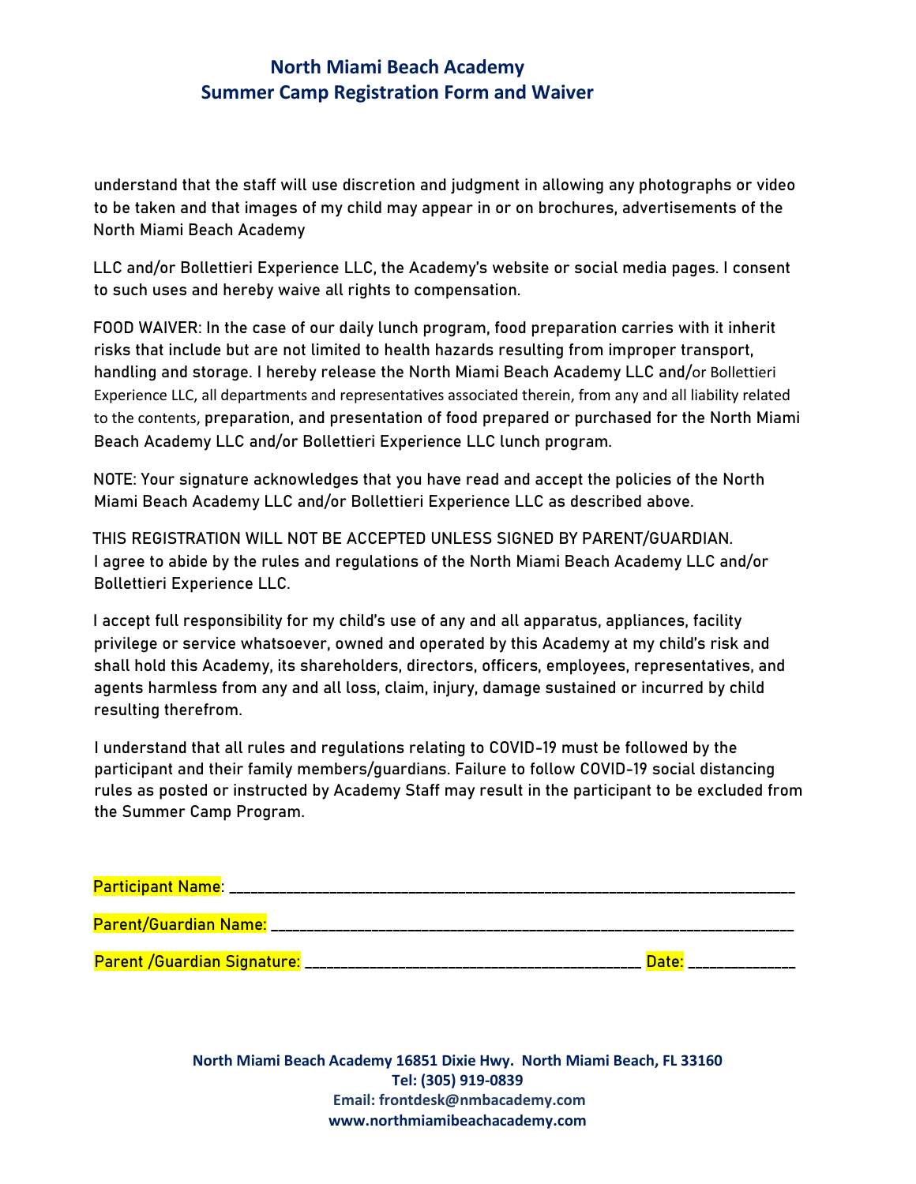## North Miami Beach Academy
## Summer Camp Registration Form and Waiver

understand that the staff will use discretion and judgment in allowing any photographs or video to be taken and that images of my child may appear in or on brochures, advertisements of the North Miami Beach Academy

LLC and/or Bollettieri Experience LLC, the Academy's website or social media pages. I consent to such uses and hereby waive all rights to compensation.

FOOD WAIVER: In the case of our daily lunch program, food preparation carries with it inherit risks that include but are not limited to health hazards resulting from improper transport, handling and storage. I hereby release the North Miami Beach Academy LLC and/or Bollettieri Experience LLC, all departments and representatives associated therein, from any and all liability related to the contents, preparation, and presentation of food prepared or purchased for the North Miami Beach Academy LLC and/or Bollettieri Experience LLC lunch program.

NOTE: Your signature acknowledges that you have read and accept the policies of the North Miami Beach Academy LLC and/or Bollettieri Experience LLC as described above.

THIS REGISTRATION WILL NOT BE ACCEPTED UNLESS SIGNED BY PARENT/GUARDIAN.
I agree to abide by the rules and regulations of the North Miami Beach Academy LLC and/or Bollettieri Experience LLC.

I accept full responsibility for my child's use of any and all apparatus, appliances, facility privilege or service whatsoever, owned and operated by this Academy at my child's risk and shall hold this Academy, its shareholders, directors, officers, employees, representatives, and agents harmless from any and all loss, claim, injury, damage sustained or incurred by child resulting therefrom.

I understand that all rules and regulations relating to COVID-19 must be followed by the participant and their family members/guardians. Failure to follow COVID-19 social distancing rules as posted or instructed by Academy Staff may result in the participant to be excluded from the Summer Camp Program.

Participant Name: ____________________________________________

Parent/Guardian Name: ____________________________________________

Parent /Guardian Signature: ______________________________ Date: ____________

**North Miami Beach Academy 16851 Dixie Hwy. North Miami Beach, FL 33160**
**Tel: (305) 919-0839**
**Email: frontdesk@nmbacademy.com**
**www.northmiamibeachacademy.com**